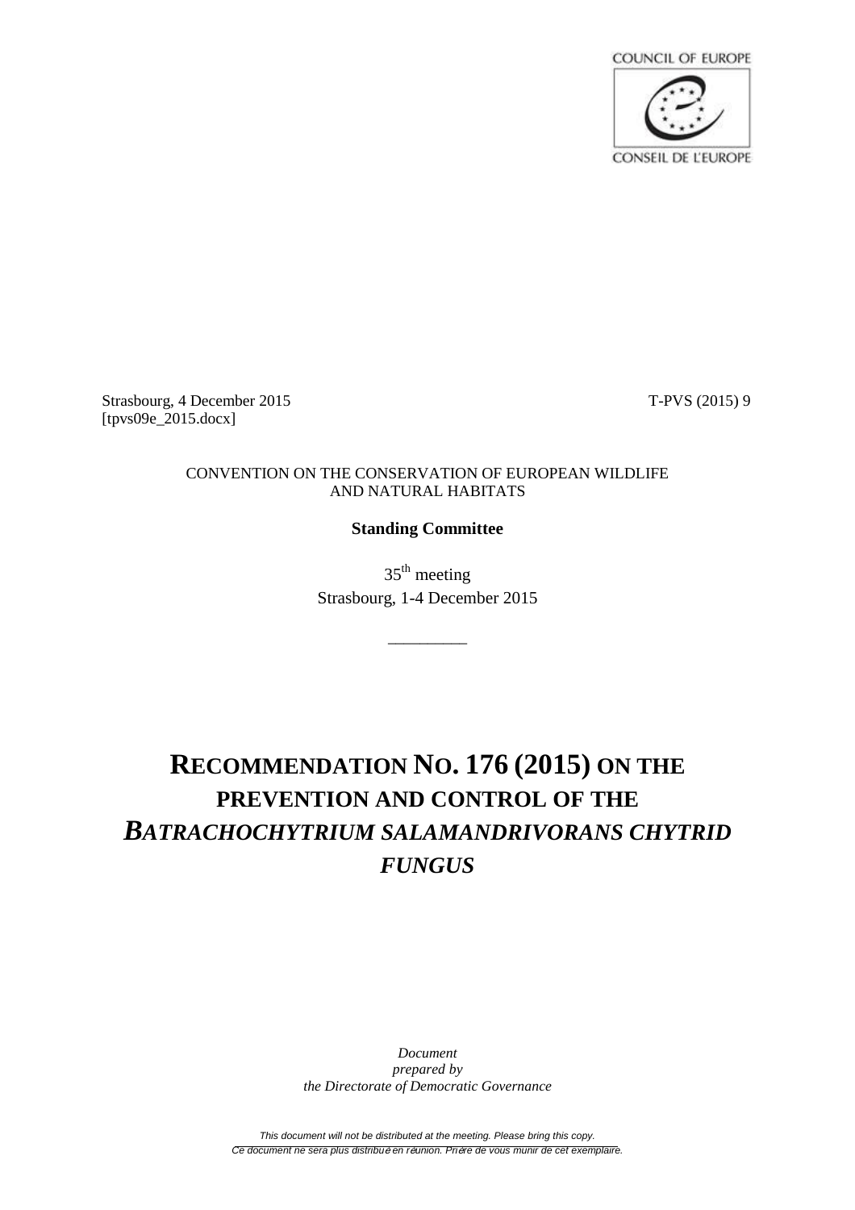COUNCIL OF EUROPE

CONSEIL DE L'EUROPE

Strasbourg, 4 December 2015 T-PVS (2015) 9
[tpvs09e_2015.docx]

CONVENTION ON THE CONSERVATION OF EUROPEAN WILDLIFE AND NATURAL HABITATS

**Standing Committee**

35th meeting
Strasbourg, 1-4 December 2015

\_\_\_\_\_\_\_\_\_

# RECOMMENDATION NO. 176 (2015) ON THE PREVENTION AND CONTROL OF THE *BATRACHOCHYTRIUM SALAMANDRIVORANS CHYTRID FUNGUS*

*Document*
*prepared by*
*the Directorate of Democratic Governance*

*This document will not be distributed at the meeting. Please bring this copy.*
*Ce document ne sera plus distribué en réunion. Prière de vous munir de cet exemplaire.*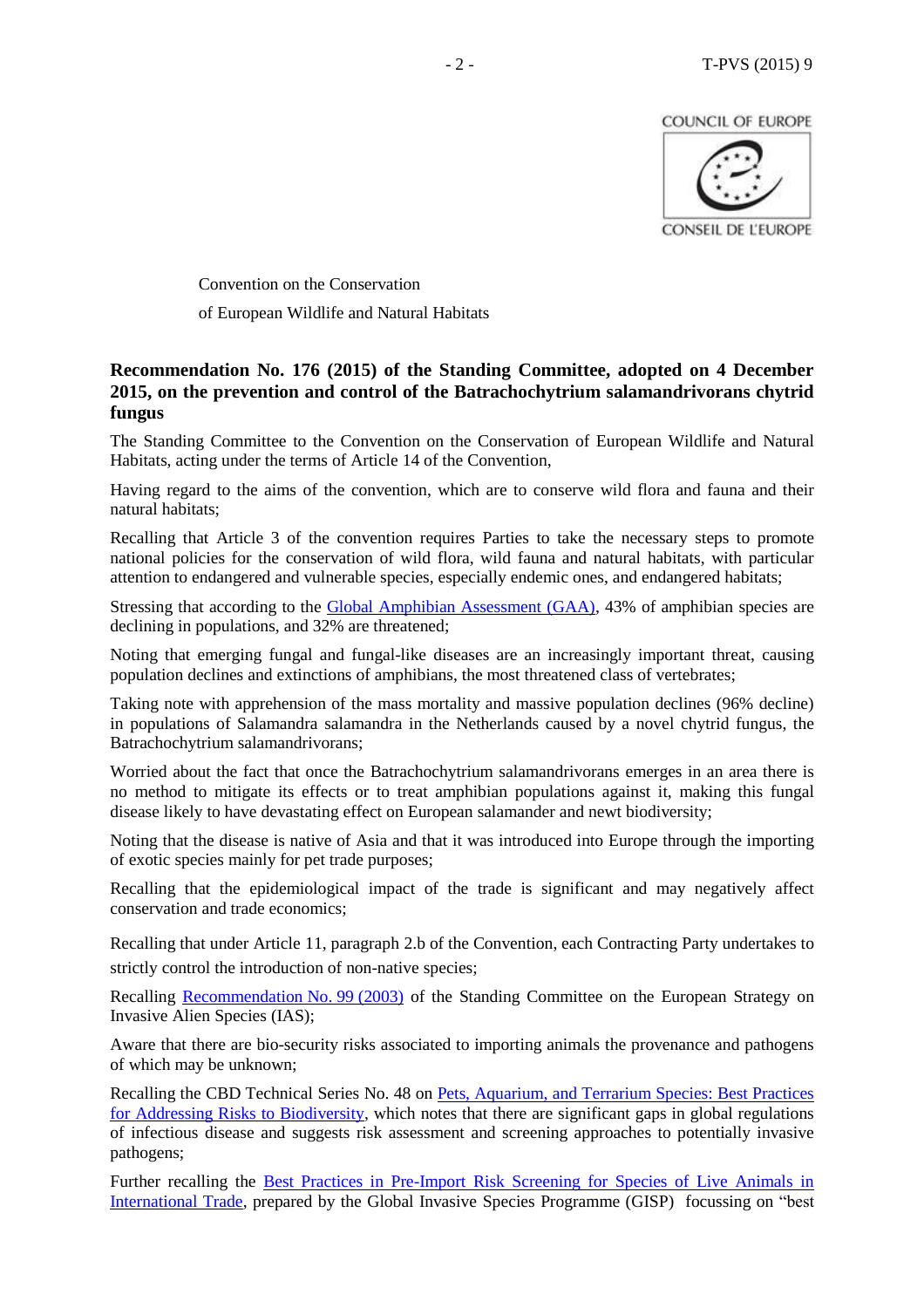Convention on the Conservation

of European Wildlife and Natural Habitats

**Recommendation No. 176 (2015) of the Standing Committee, adopted on 4 December 2015, on the prevention and control of the Batrachochytrium salamandrivorans chytrid fungus**

The Standing Committee to the Convention on the Conservation of European Wildlife and Natural Habitats, acting under the terms of Article 14 of the Convention,

Having regard to the aims of the convention, which are to conserve wild flora and fauna and their natural habitats;

Recalling that Article 3 of the convention requires Parties to take the necessary steps to promote national policies for the conservation of wild flora, wild fauna and natural habitats, with particular attention to endangered and vulnerable species, especially endemic ones, and endangered habitats;

Stressing that according to the Global Amphibian Assessment (GAA), 43% of amphibian species are declining in populations, and 32% are threatened;

Noting that emerging fungal and fungal-like diseases are an increasingly important threat, causing population declines and extinctions of amphibians, the most threatened class of vertebrates;

Taking note with apprehension of the mass mortality and massive population declines (96% decline) in populations of Salamandra salamandra in the Netherlands caused by a novel chytrid fungus, the Batrachochytrium salamandrivorans;

Worried about the fact that once the Batrachochytrium salamandrivorans emerges in an area there is no method to mitigate its effects or to treat amphibian populations against it, making this fungal disease likely to have devastating effect on European salamander and newt biodiversity;

Noting that the disease is native of Asia and that it was introduced into Europe through the importing of exotic species mainly for pet trade purposes;

Recalling that the epidemiological impact of the trade is significant and may negatively affect conservation and trade economics;

Recalling that under Article 11, paragraph 2.b of the Convention, each Contracting Party undertakes to strictly control the introduction of non-native species;

Recalling Recommendation No. 99 (2003) of the Standing Committee on the European Strategy on Invasive Alien Species (IAS);

Aware that there are bio-security risks associated to importing animals the provenance and pathogens of which may be unknown;

Recalling the CBD Technical Series No. 48 on Pets, Aquarium, and Terrarium Species: Best Practices for Addressing Risks to Biodiversity, which notes that there are significant gaps in global regulations of infectious disease and suggests risk assessment and screening approaches to potentially invasive pathogens;

Further recalling the Best Practices in Pre-Import Risk Screening for Species of Live Animals in International Trade, prepared by the Global Invasive Species Programme (GISP) focussing on "best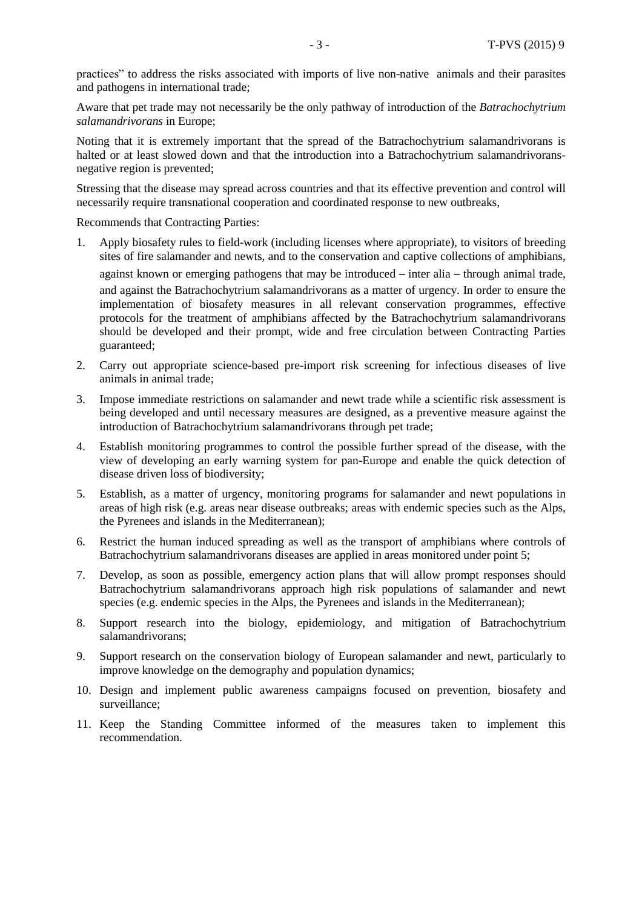practices" to address the risks associated with imports of live non-native animals and their parasites and pathogens in international trade;

Aware that pet trade may not necessarily be the only pathway of introduction of the *Batrachochytrium salamandrivorans* in Europe;

Noting that it is extremely important that the spread of the Batrachochytrium salamandrivorans is halted or at least slowed down and that the introduction into a Batrachochytrium salamandrivorans-negative region is prevented;

Stressing that the disease may spread across countries and that its effective prevention and control will necessarily require transnational cooperation and coordinated response to new outbreaks,

Recommends that Contracting Parties:

1. Apply biosafety rules to field-work (including licenses where appropriate), to visitors of breeding sites of fire salamander and newts, and to the conservation and captive collections of amphibians, against known or emerging pathogens that may be introduced – inter alia – through animal trade, and against the Batrachochytrium salamandrivorans as a matter of urgency. In order to ensure the implementation of biosafety measures in all relevant conservation programmes, effective protocols for the treatment of amphibians affected by the Batrachochytrium salamandrivorans should be developed and their prompt, wide and free circulation between Contracting Parties guaranteed;
2. Carry out appropriate science-based pre-import risk screening for infectious diseases of live animals in animal trade;
3. Impose immediate restrictions on salamander and newt trade while a scientific risk assessment is being developed and until necessary measures are designed, as a preventive measure against the introduction of Batrachochytrium salamandrivorans through pet trade;
4. Establish monitoring programmes to control the possible further spread of the disease, with the view of developing an early warning system for pan-Europe and enable the quick detection of disease driven loss of biodiversity;
5. Establish, as a matter of urgency, monitoring programs for salamander and newt populations in areas of high risk (e.g. areas near disease outbreaks; areas with endemic species such as the Alps, the Pyrenees and islands in the Mediterranean);
6. Restrict the human induced spreading as well as the transport of amphibians where controls of Batrachochytrium salamandrivorans diseases are applied in areas monitored under point 5;
7. Develop, as soon as possible, emergency action plans that will allow prompt responses should Batrachochytrium salamandrivorans approach high risk populations of salamander and newt species (e.g. endemic species in the Alps, the Pyrenees and islands in the Mediterranean);
8. Support research into the biology, epidemiology, and mitigation of Batrachochytrium salamandrivorans;
9. Support research on the conservation biology of European salamander and newt, particularly to improve knowledge on the demography and population dynamics;
10. Design and implement public awareness campaigns focused on prevention, biosafety and surveillance;
11. Keep the Standing Committee informed of the measures taken to implement this recommendation.